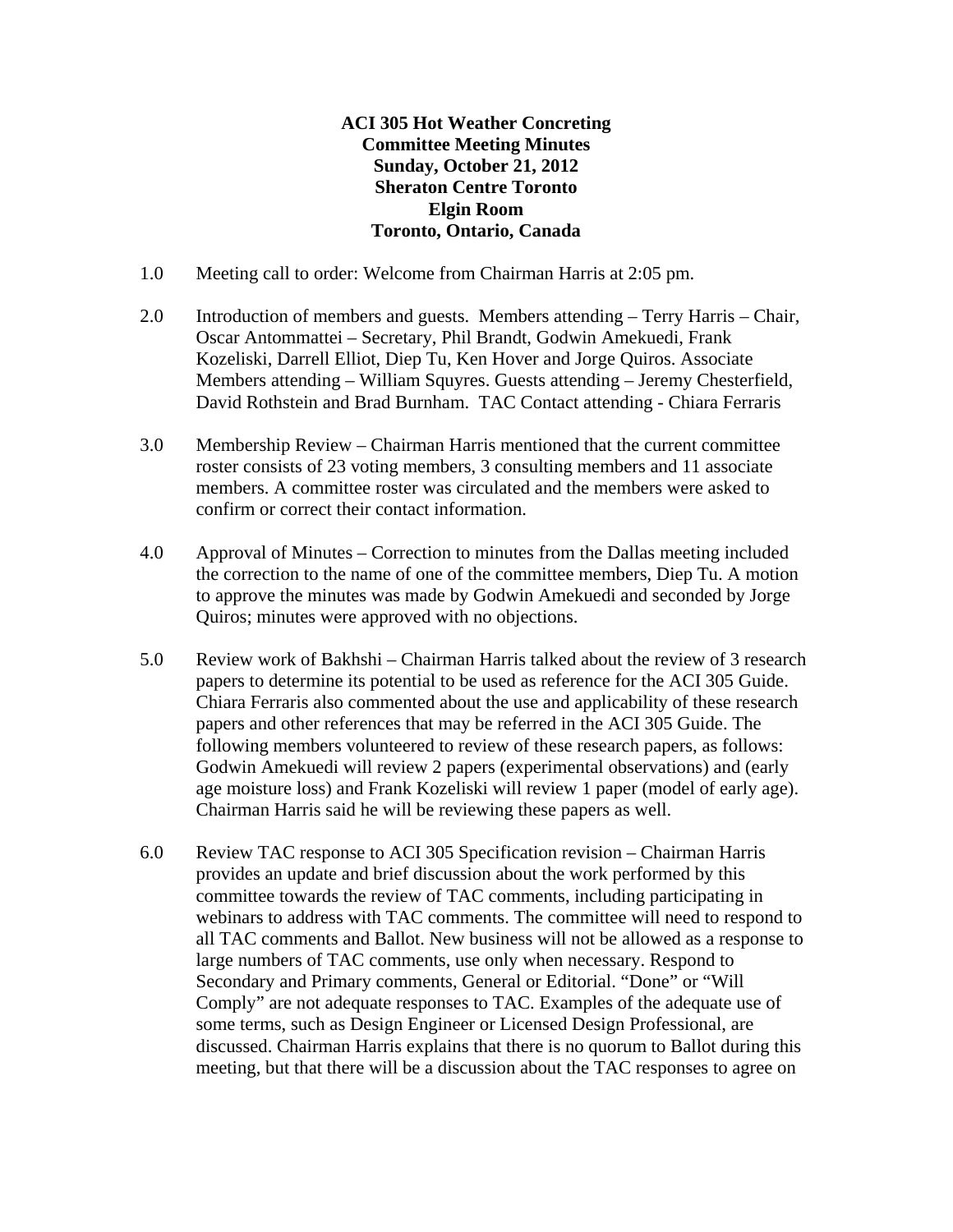**ACI 305 Hot Weather Concreting**
**Committee Meeting Minutes**
**Sunday, October 21, 2012**
**Sheraton Centre Toronto**
**Elgin Room**
**Toronto, Ontario, Canada**

1.0 Meeting call to order: Welcome from Chairman Harris at 2:05 pm.

2.0 Introduction of members and guests. Members attending – Terry Harris – Chair, Oscar Antommattei – Secretary, Phil Brandt, Godwin Amekuedi, Frank Kozeliski, Darrell Elliot, Diep Tu, Ken Hover and Jorge Quiros. Associate Members attending – William Squyres. Guests attending – Jeremy Chesterfield, David Rothstein and Brad Burnham. TAC Contact attending - Chiara Ferraris

3.0 Membership Review – Chairman Harris mentioned that the current committee roster consists of 23 voting members, 3 consulting members and 11 associate members. A committee roster was circulated and the members were asked to confirm or correct their contact information.

4.0 Approval of Minutes – Correction to minutes from the Dallas meeting included the correction to the name of one of the committee members, Diep Tu. A motion to approve the minutes was made by Godwin Amekuedi and seconded by Jorge Quiros; minutes were approved with no objections.

5.0 Review work of Bakhshi – Chairman Harris talked about the review of 3 research papers to determine its potential to be used as reference for the ACI 305 Guide. Chiara Ferraris also commented about the use and applicability of these research papers and other references that may be referred in the ACI 305 Guide. The following members volunteered to review of these research papers, as follows: Godwin Amekuedi will review 2 papers (experimental observations) and (early age moisture loss) and Frank Kozeliski will review 1 paper (model of early age). Chairman Harris said he will be reviewing these papers as well.

6.0 Review TAC response to ACI 305 Specification revision – Chairman Harris provides an update and brief discussion about the work performed by this committee towards the review of TAC comments, including participating in webinars to address with TAC comments. The committee will need to respond to all TAC comments and Ballot. New business will not be allowed as a response to large numbers of TAC comments, use only when necessary. Respond to Secondary and Primary comments, General or Editorial. "Done" or "Will Comply" are not adequate responses to TAC. Examples of the adequate use of some terms, such as Design Engineer or Licensed Design Professional, are discussed. Chairman Harris explains that there is no quorum to Ballot during this meeting, but that there will be a discussion about the TAC responses to agree on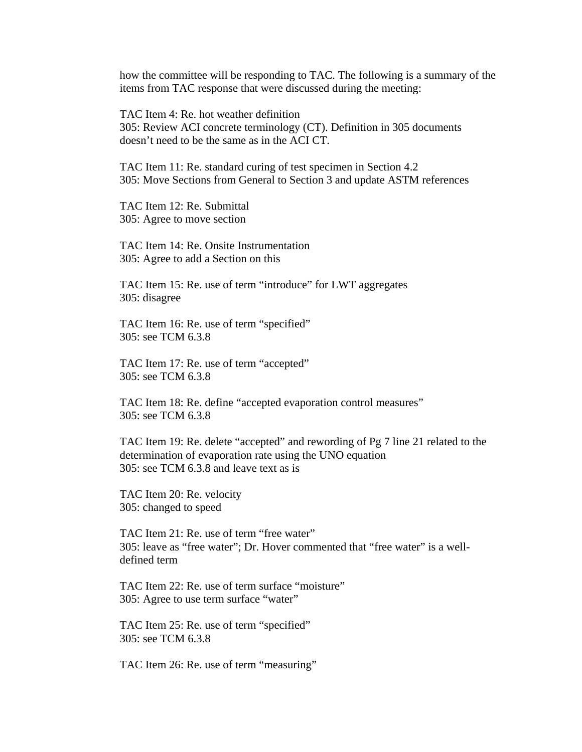how the committee will be responding to TAC. The following is a summary of the items from TAC response that were discussed during the meeting:

TAC Item 4: Re. hot weather definition
305: Review ACI concrete terminology (CT). Definition in 305 documents doesn't need to be the same as in the ACI CT.

TAC Item 11: Re. standard curing of test specimen in Section 4.2
305: Move Sections from General to Section 3 and update ASTM references

TAC Item 12: Re. Submittal
305: Agree to move section

TAC Item 14: Re. Onsite Instrumentation
305: Agree to add a Section on this

TAC Item 15: Re. use of term "introduce" for LWT aggregates
305: disagree

TAC Item 16: Re. use of term "specified"
305: see TCM 6.3.8

TAC Item 17: Re. use of term "accepted"
305: see TCM 6.3.8

TAC Item 18: Re. define "accepted evaporation control measures"
305: see TCM 6.3.8

TAC Item 19: Re. delete "accepted" and rewording of Pg 7 line 21 related to the determination of evaporation rate using the UNO equation
305: see TCM 6.3.8 and leave text as is

TAC Item 20: Re. velocity
305: changed to speed

TAC Item 21: Re. use of term "free water"
305: leave as "free water"; Dr. Hover commented that "free water" is a well-defined term

TAC Item 22: Re. use of term surface "moisture"
305: Agree to use term surface "water"

TAC Item 25: Re. use of term "specified"
305: see TCM 6.3.8

TAC Item 26: Re. use of term "measuring"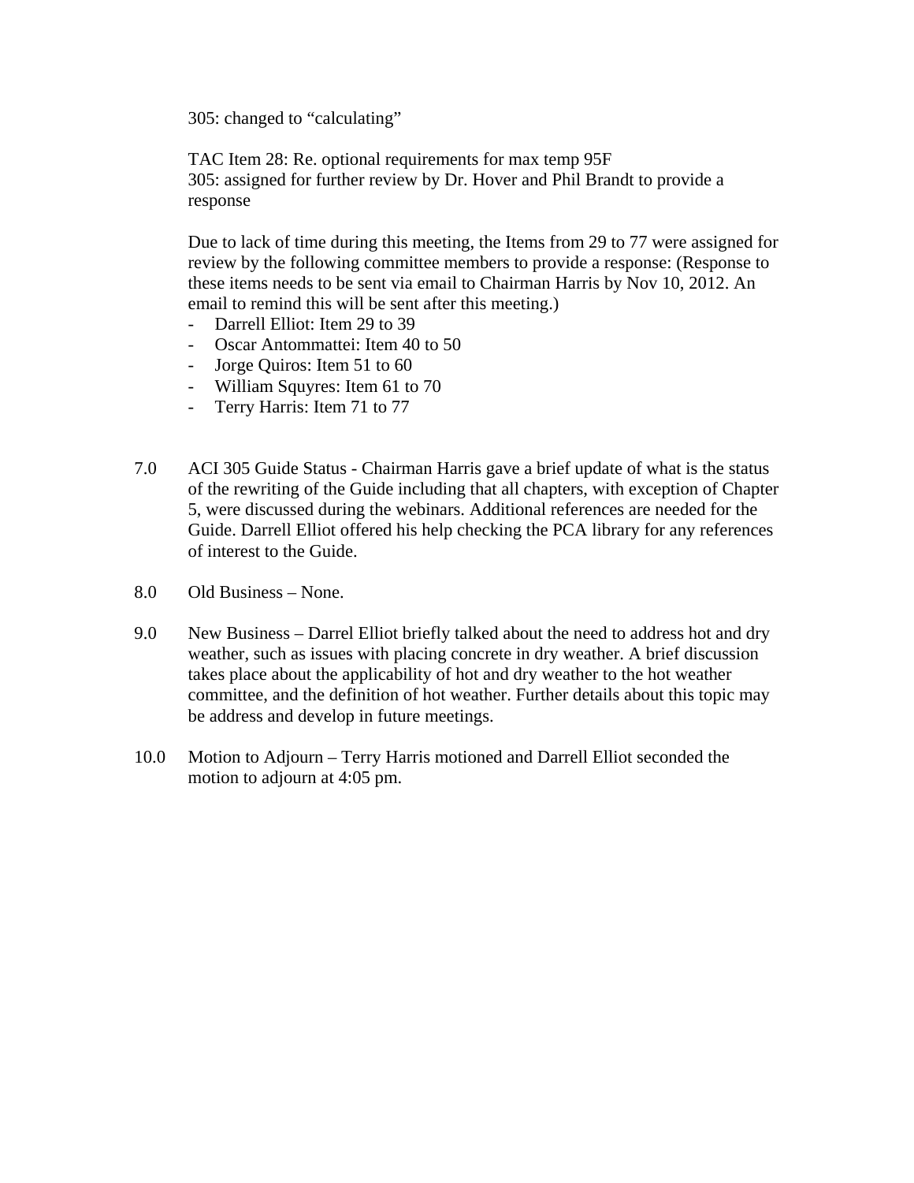305: changed to "calculating"

TAC Item 28: Re. optional requirements for max temp 95F
305: assigned for further review by Dr. Hover and Phil Brandt to provide a response

Due to lack of time during this meeting, the Items from 29 to 77 were assigned for review by the following committee members to provide a response: (Response to these items needs to be sent via email to Chairman Harris by Nov 10, 2012. An email to remind this will be sent after this meeting.)

- Darrell Elliot: Item 29 to 39
- Oscar Antommattei: Item 40 to 50
- Jorge Quiros: Item 51 to 60
- William Squyres: Item 61 to 70
- Terry Harris: Item 71 to 77

7.0 ACI 305 Guide Status - Chairman Harris gave a brief update of what is the status of the rewriting of the Guide including that all chapters, with exception of Chapter 5, were discussed during the webinars. Additional references are needed for the Guide. Darrell Elliot offered his help checking the PCA library for any references of interest to the Guide.

8.0 Old Business – None.

9.0 New Business – Darrel Elliot briefly talked about the need to address hot and dry weather, such as issues with placing concrete in dry weather. A brief discussion takes place about the applicability of hot and dry weather to the hot weather committee, and the definition of hot weather. Further details about this topic may be address and develop in future meetings.

10.0 Motion to Adjourn – Terry Harris motioned and Darrell Elliot seconded the motion to adjourn at 4:05 pm.